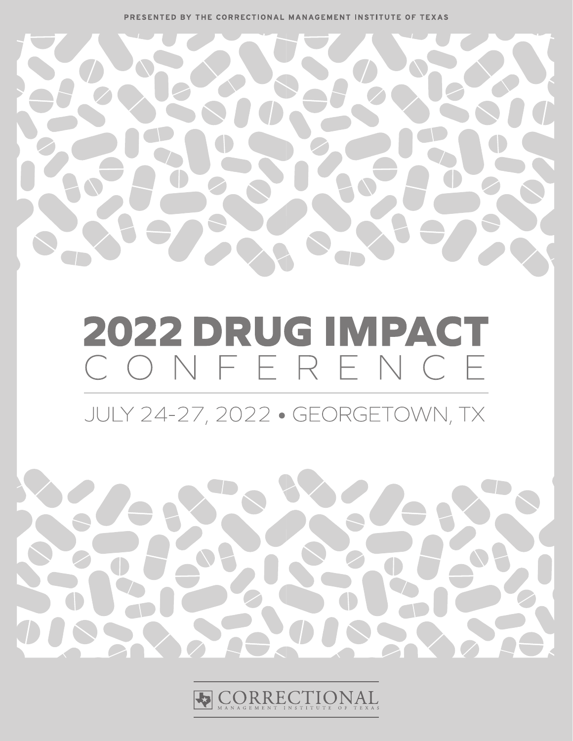PRESENTED BY THE CORRECTIONAL MANAGEMENT INSTITUTE OF TEXAS

# 2022 DRUG IMPACT CONFERENCE

JULY 24-27, 2022 • GEORGETOWN, TX

CORRECTIONAL MANAGEMENT INSTITUTE OF TEXAS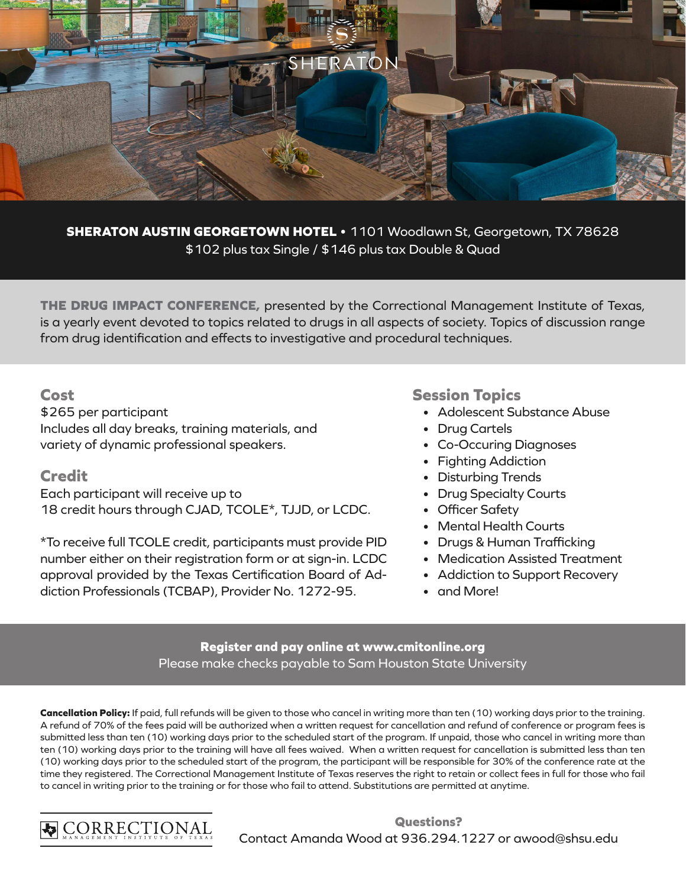SHERATON

**SHERATON AUSTIN GEORGETOWN HOTEL** • 1101 Woodlawn St, Georgetown, TX 78628
$102 plus tax Single / $146 plus tax Double & Quad

**THE DRUG IMPACT CONFERENCE,** presented by the Correctional Management Institute of Texas, is a yearly event devoted to topics related to drugs in all aspects of society. Topics of discussion range from drug identification and effects to investigative and procedural techniques.

## Cost

$265 per participant
Includes all day breaks, training materials, and variety of dynamic professional speakers.

## Credit

Each participant will receive up to 18 credit hours through CJAD, TCOLE*, TJJD, or LCDC.

*To receive full TCOLE credit, participants must provide PID number either on their registration form or at sign-in. LCDC approval provided by the Texas Certification Board of Addiction Professionals (TCBAP), Provider No. 1272-95.

## Session Topics

- Adolescent Substance Abuse
- Drug Cartels
- Co-Occuring Diagnoses
- Fighting Addiction
- Disturbing Trends
- Drug Specialty Courts
- Officer Safety
- Mental Health Courts
- Drugs & Human Trafficking
- Medication Assisted Treatment
- Addiction to Support Recovery
- and More!

**Register and pay online at www.cmitonline.org**
Please make checks payable to Sam Houston State University

**Cancellation Policy:** If paid, full refunds will be given to those who cancel in writing more than ten (10) working days prior to the training. A refund of 70% of the fees paid will be authorized when a written request for cancellation and refund of conference or program fees is submitted less than ten (10) working days prior to the scheduled start of the program. If unpaid, those who cancel in writing more than ten (10) working days prior to the training will have all fees waived. When a written request for cancellation is submitted less than ten (10) working days prior to the scheduled start of the program, the participant will be responsible for 30% of the conference rate at the time they registered. The Correctional Management Institute of Texas reserves the right to retain or collect fees in full for those who fail to cancel in writing prior to the training or for those who fail to attend. Substitutions are permitted at anytime.

CORRECTIONAL MANAGEMENT INSTITUTE OF TEXAS

**Questions?**
Contact Amanda Wood at 936.294.1227 or awood@shsu.edu